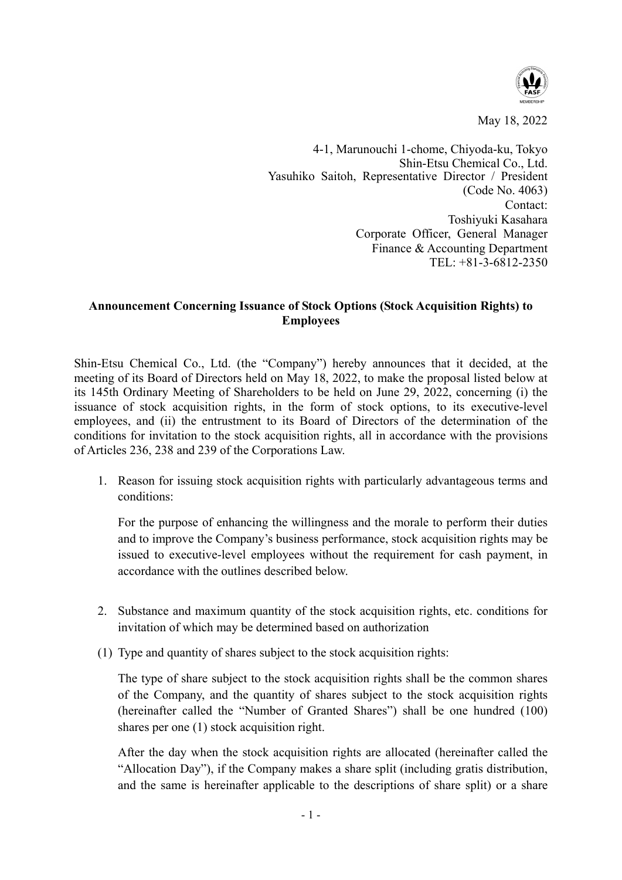May 18, 2022

4-1, Marunouchi 1-chome, Chiyoda-ku, Tokyo
Shin-Etsu Chemical Co., Ltd.
Yasuhiko Saitoh, Representative Director / President
(Code No. 4063)
Contact:
Toshiyuki Kasahara
Corporate Officer, General Manager
Finance & Accounting Department
TEL: +81-3-6812-2350

**Announcement Concerning Issuance of Stock Options (Stock Acquisition Rights) to Employees**

Shin-Etsu Chemical Co., Ltd. (the "Company") hereby announces that it decided, at the meeting of its Board of Directors held on May 18, 2022, to make the proposal listed below at its 145th Ordinary Meeting of Shareholders to be held on June 29, 2022, concerning (i) the issuance of stock acquisition rights, in the form of stock options, to its executive-level employees, and (ii) the entrustment to its Board of Directors of the determination of the conditions for invitation to the stock acquisition rights, all in accordance with the provisions of Articles 236, 238 and 239 of the Corporations Law.

1. Reason for issuing stock acquisition rights with particularly advantageous terms and conditions:

   For the purpose of enhancing the willingness and the morale to perform their duties and to improve the Company's business performance, stock acquisition rights may be issued to executive-level employees without the requirement for cash payment, in accordance with the outlines described below.

2. Substance and maximum quantity of the stock acquisition rights, etc. conditions for invitation of which may be determined based on authorization

(1) Type and quantity of shares subject to the stock acquisition rights:

   The type of share subject to the stock acquisition rights shall be the common shares of the Company, and the quantity of shares subject to the stock acquisition rights (hereinafter called the "Number of Granted Shares") shall be one hundred (100) shares per one (1) stock acquisition right.

   After the day when the stock acquisition rights are allocated (hereinafter called the "Allocation Day"), if the Company makes a share split (including gratis distribution, and the same is hereinafter applicable to the descriptions of share split) or a share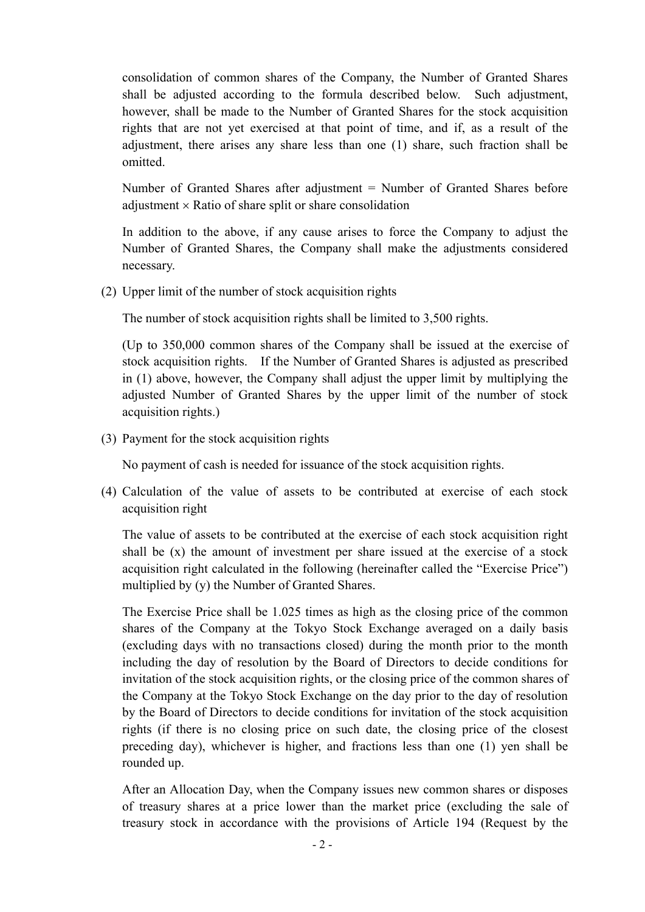consolidation of common shares of the Company, the Number of Granted Shares shall be adjusted according to the formula described below. Such adjustment, however, shall be made to the Number of Granted Shares for the stock acquisition rights that are not yet exercised at that point of time, and if, as a result of the adjustment, there arises any share less than one (1) share, such fraction shall be omitted.

Number of Granted Shares after adjustment = Number of Granted Shares before adjustment × Ratio of share split or share consolidation

In addition to the above, if any cause arises to force the Company to adjust the Number of Granted Shares, the Company shall make the adjustments considered necessary.

(2) Upper limit of the number of stock acquisition rights

The number of stock acquisition rights shall be limited to 3,500 rights.

(Up to 350,000 common shares of the Company shall be issued at the exercise of stock acquisition rights. If the Number of Granted Shares is adjusted as prescribed in (1) above, however, the Company shall adjust the upper limit by multiplying the adjusted Number of Granted Shares by the upper limit of the number of stock acquisition rights.)

(3) Payment for the stock acquisition rights

No payment of cash is needed for issuance of the stock acquisition rights.

(4) Calculation of the value of assets to be contributed at exercise of each stock acquisition right

The value of assets to be contributed at the exercise of each stock acquisition right shall be (x) the amount of investment per share issued at the exercise of a stock acquisition right calculated in the following (hereinafter called the "Exercise Price") multiplied by (y) the Number of Granted Shares.

The Exercise Price shall be 1.025 times as high as the closing price of the common shares of the Company at the Tokyo Stock Exchange averaged on a daily basis (excluding days with no transactions closed) during the month prior to the month including the day of resolution by the Board of Directors to decide conditions for invitation of the stock acquisition rights, or the closing price of the common shares of the Company at the Tokyo Stock Exchange on the day prior to the day of resolution by the Board of Directors to decide conditions for invitation of the stock acquisition rights (if there is no closing price on such date, the closing price of the closest preceding day), whichever is higher, and fractions less than one (1) yen shall be rounded up.

After an Allocation Day, when the Company issues new common shares or disposes of treasury shares at a price lower than the market price (excluding the sale of treasury stock in accordance with the provisions of Article 194 (Request by the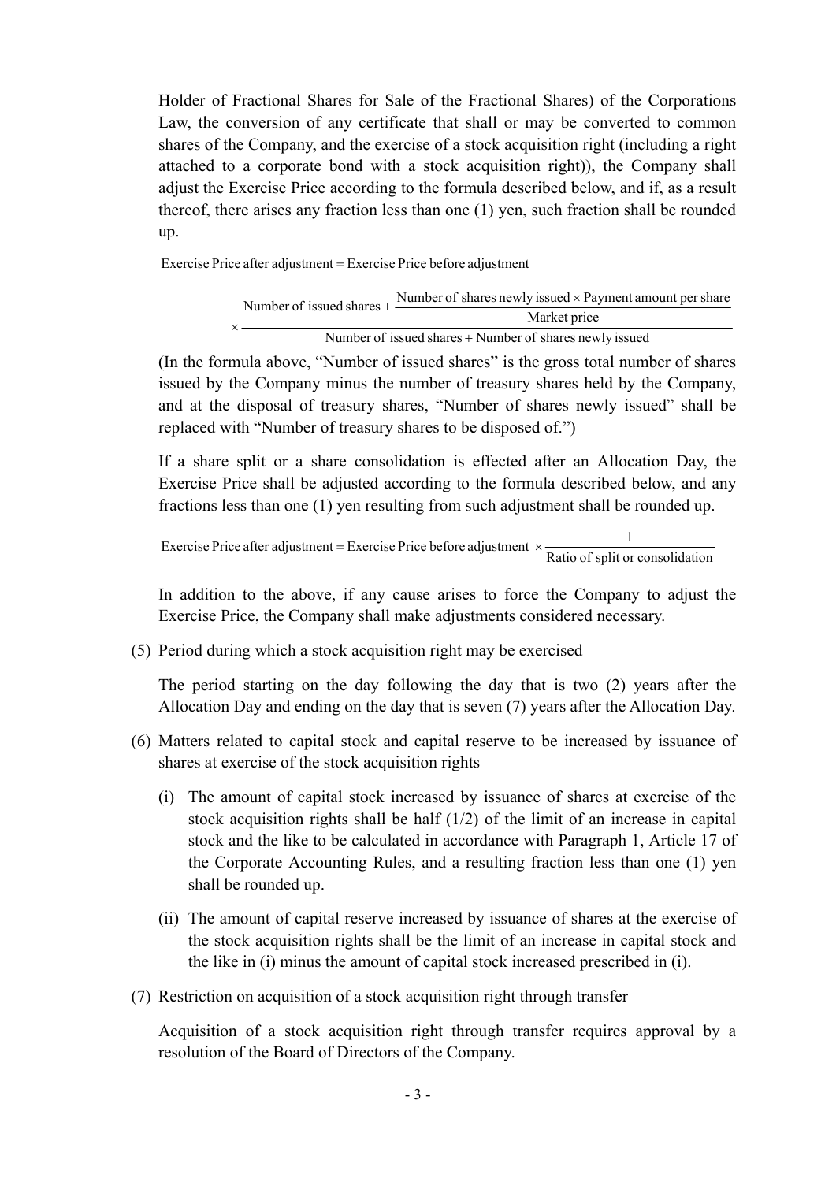Holder of Fractional Shares for Sale of the Fractional Shares) of the Corporations Law, the conversion of any certificate that shall or may be converted to common shares of the Company, and the exercise of a stock acquisition right (including a right attached to a corporate bond with a stock acquisition right)), the Company shall adjust the Exercise Price according to the formula described below, and if, as a result thereof, there arises any fraction less than one (1) yen, such fraction shall be rounded up.

$$\text{Exercise Price after adjustment} = \text{Exercise Price before adjustment} \times \frac{\text{Number of issued shares} + \dfrac{\text{Number of shares newly issued} \times \text{Payment amount per share}}{\text{Market price}}}{\text{Number of issued shares} + \text{Number of shares newly issued}}$$

(In the formula above, "Number of issued shares" is the gross total number of shares issued by the Company minus the number of treasury shares held by the Company, and at the disposal of treasury shares, "Number of shares newly issued" shall be replaced with "Number of treasury shares to be disposed of.")

If a share split or a share consolidation is effected after an Allocation Day, the Exercise Price shall be adjusted according to the formula described below, and any fractions less than one (1) yen resulting from such adjustment shall be rounded up.

$$\text{Exercise Price after adjustment} = \text{Exercise Price before adjustment} \times \frac{1}{\text{Ratio of split or consolidation}}$$

In addition to the above, if any cause arises to force the Company to adjust the Exercise Price, the Company shall make adjustments considered necessary.

(5) Period during which a stock acquisition right may be exercised

The period starting on the day following the day that is two (2) years after the Allocation Day and ending on the day that is seven (7) years after the Allocation Day.

(6) Matters related to capital stock and capital reserve to be increased by issuance of shares at exercise of the stock acquisition rights

(i) The amount of capital stock increased by issuance of shares at exercise of the stock acquisition rights shall be half (1/2) of the limit of an increase in capital stock and the like to be calculated in accordance with Paragraph 1, Article 17 of the Corporate Accounting Rules, and a resulting fraction less than one (1) yen shall be rounded up.

(ii) The amount of capital reserve increased by issuance of shares at the exercise of the stock acquisition rights shall be the limit of an increase in capital stock and the like in (i) minus the amount of capital stock increased prescribed in (i).

(7) Restriction on acquisition of a stock acquisition right through transfer

Acquisition of a stock acquisition right through transfer requires approval by a resolution of the Board of Directors of the Company.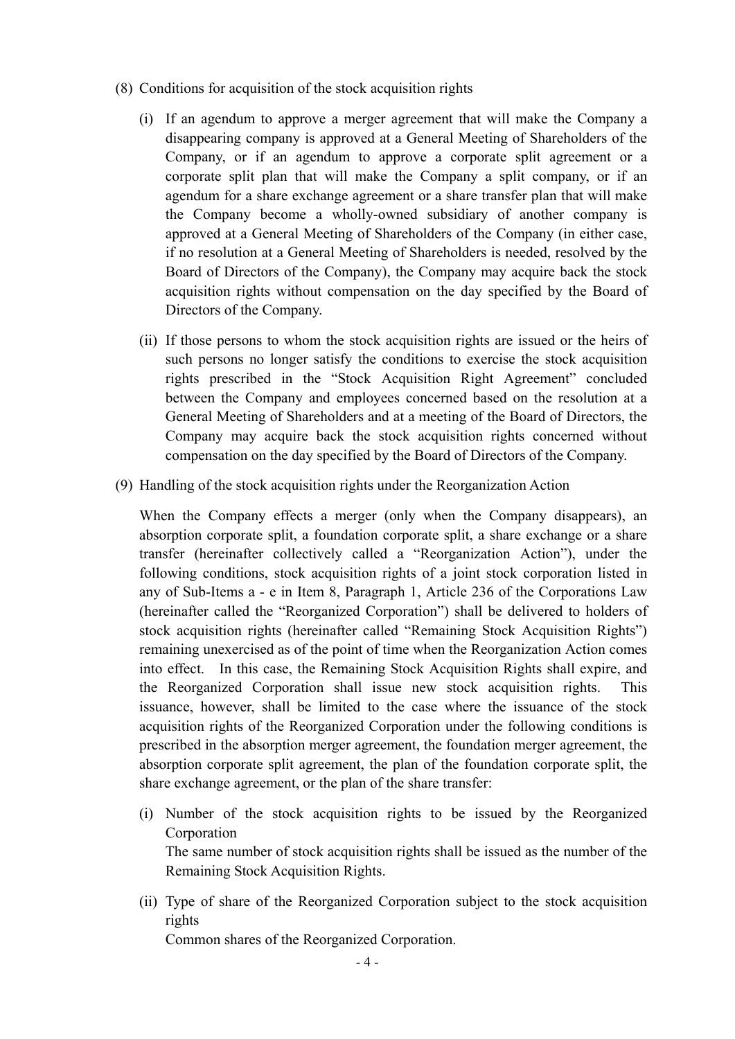(8) Conditions for acquisition of the stock acquisition rights

(i) If an agendum to approve a merger agreement that will make the Company a disappearing company is approved at a General Meeting of Shareholders of the Company, or if an agendum to approve a corporate split agreement or a corporate split plan that will make the Company a split company, or if an agendum for a share exchange agreement or a share transfer plan that will make the Company become a wholly-owned subsidiary of another company is approved at a General Meeting of Shareholders of the Company (in either case, if no resolution at a General Meeting of Shareholders is needed, resolved by the Board of Directors of the Company), the Company may acquire back the stock acquisition rights without compensation on the day specified by the Board of Directors of the Company.

(ii) If those persons to whom the stock acquisition rights are issued or the heirs of such persons no longer satisfy the conditions to exercise the stock acquisition rights prescribed in the "Stock Acquisition Right Agreement" concluded between the Company and employees concerned based on the resolution at a General Meeting of Shareholders and at a meeting of the Board of Directors, the Company may acquire back the stock acquisition rights concerned without compensation on the day specified by the Board of Directors of the Company.

(9) Handling of the stock acquisition rights under the Reorganization Action

When the Company effects a merger (only when the Company disappears), an absorption corporate split, a foundation corporate split, a share exchange or a share transfer (hereinafter collectively called a "Reorganization Action"), under the following conditions, stock acquisition rights of a joint stock corporation listed in any of Sub-Items a - e in Item 8, Paragraph 1, Article 236 of the Corporations Law (hereinafter called the "Reorganized Corporation") shall be delivered to holders of stock acquisition rights (hereinafter called "Remaining Stock Acquisition Rights") remaining unexercised as of the point of time when the Reorganization Action comes into effect. In this case, the Remaining Stock Acquisition Rights shall expire, and the Reorganized Corporation shall issue new stock acquisition rights. This issuance, however, shall be limited to the case where the issuance of the stock acquisition rights of the Reorganized Corporation under the following conditions is prescribed in the absorption merger agreement, the foundation merger agreement, the absorption corporate split agreement, the plan of the foundation corporate split, the share exchange agreement, or the plan of the share transfer:

(i) Number of the stock acquisition rights to be issued by the Reorganized Corporation
The same number of stock acquisition rights shall be issued as the number of the Remaining Stock Acquisition Rights.

(ii) Type of share of the Reorganized Corporation subject to the stock acquisition rights
Common shares of the Reorganized Corporation.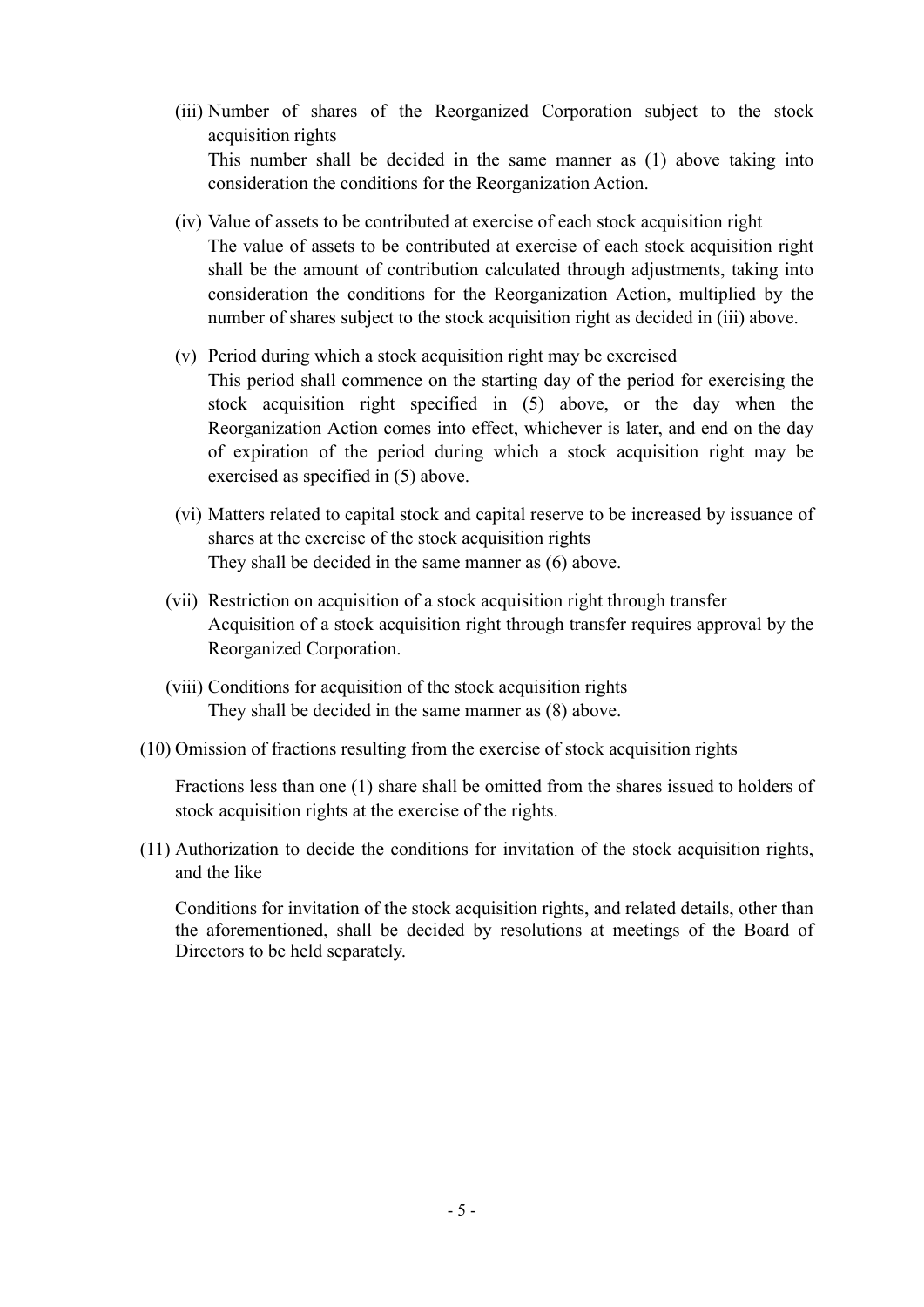(iii) Number of shares of the Reorganized Corporation subject to the stock acquisition rights

This number shall be decided in the same manner as (1) above taking into consideration the conditions for the Reorganization Action.

(iv) Value of assets to be contributed at exercise of each stock acquisition right

The value of assets to be contributed at exercise of each stock acquisition right shall be the amount of contribution calculated through adjustments, taking into consideration the conditions for the Reorganization Action, multiplied by the number of shares subject to the stock acquisition right as decided in (iii) above.

(v) Period during which a stock acquisition right may be exercised

This period shall commence on the starting day of the period for exercising the stock acquisition right specified in (5) above, or the day when the Reorganization Action comes into effect, whichever is later, and end on the day of expiration of the period during which a stock acquisition right may be exercised as specified in (5) above.

(vi) Matters related to capital stock and capital reserve to be increased by issuance of shares at the exercise of the stock acquisition rights

They shall be decided in the same manner as (6) above.

(vii) Restriction on acquisition of a stock acquisition right through transfer

Acquisition of a stock acquisition right through transfer requires approval by the Reorganized Corporation.

(viii) Conditions for acquisition of the stock acquisition rights

They shall be decided in the same manner as (8) above.

(10) Omission of fractions resulting from the exercise of stock acquisition rights

Fractions less than one (1) share shall be omitted from the shares issued to holders of stock acquisition rights at the exercise of the rights.

(11) Authorization to decide the conditions for invitation of the stock acquisition rights, and the like

Conditions for invitation of the stock acquisition rights, and related details, other than the aforementioned, shall be decided by resolutions at meetings of the Board of Directors to be held separately.